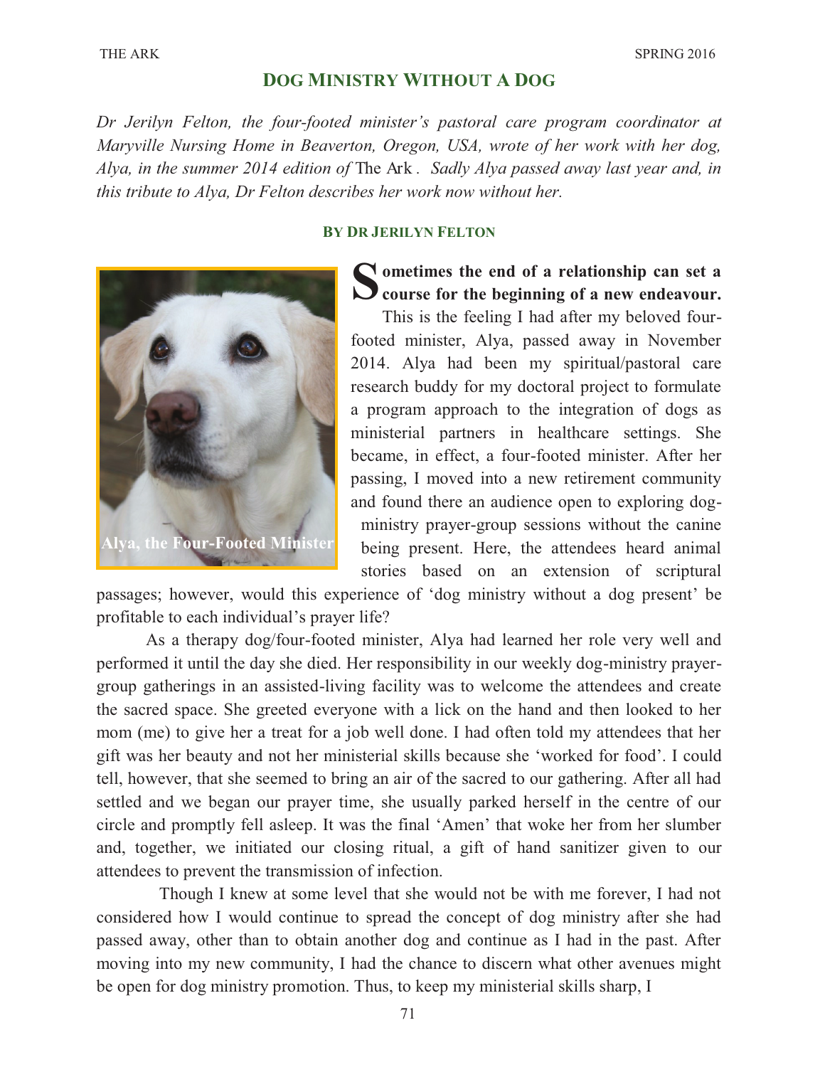## DOG MINISTRY WITHOUT A DOG

*Dr Jerilyn Felton, the four-footed minister's pastoral care program coordinator at Maryville Nursing Home in Beaverton, Oregon, USA, wrote of her work with her dog, Alya, in the summer 2014 edition of* The Ark*. Sadly Alya passed away last year and, in this tribute to Alya, Dr Felton describes her work now without her.*

**BY DR JERILYN FELTON**

Alya, the Four-Footed Minister

**Sometimes the end of a relationship can set a course for the beginning of a new endeavour.** This is the feeling I had after my beloved four-footed minister, Alya, passed away in November 2014. Alya had been my spiritual/pastoral care research buddy for my doctoral project to formulate a program approach to the integration of dogs as ministerial partners in healthcare settings. She became, in effect, a four-footed minister. After her passing, I moved into a new retirement community and found there an audience open to exploring dog-ministry prayer-group sessions without the canine being present. Here, the attendees heard animal stories based on an extension of scriptural passages; however, would this experience of 'dog ministry without a dog present' be profitable to each individual's prayer life?

As a therapy dog/four-footed minister, Alya had learned her role very well and performed it until the day she died. Her responsibility in our weekly dog-ministry prayer-group gatherings in an assisted-living facility was to welcome the attendees and create the sacred space. She greeted everyone with a lick on the hand and then looked to her mom (me) to give her a treat for a job well done. I had often told my attendees that her gift was her beauty and not her ministerial skills because she 'worked for food'. I could tell, however, that she seemed to bring an air of the sacred to our gathering. After all had settled and we began our prayer time, she usually parked herself in the centre of our circle and promptly fell asleep. It was the final 'Amen' that woke her from her slumber and, together, we initiated our closing ritual, a gift of hand sanitizer given to our attendees to prevent the transmission of infection.

Though I knew at some level that she would not be with me forever, I had not considered how I would continue to spread the concept of dog ministry after she had passed away, other than to obtain another dog and continue as I had in the past. After moving into my new community, I had the chance to discern what other avenues might be open for dog ministry promotion. Thus, to keep my ministerial skills sharp, I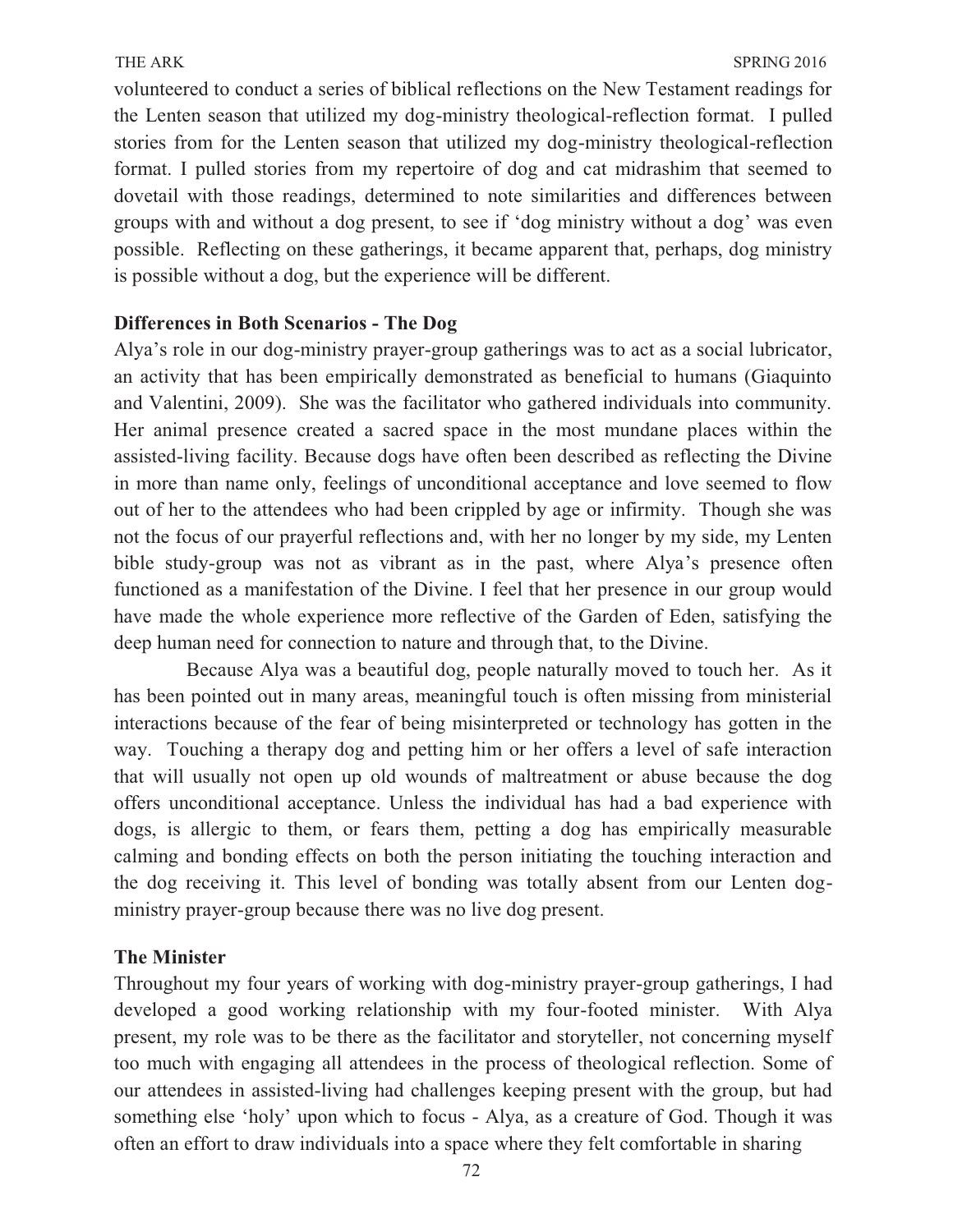volunteered to conduct a series of biblical reflections on the New Testament readings for the Lenten season that utilized my dog-ministry theological-reflection format. I pulled stories from for the Lenten season that utilized my dog-ministry theological-reflection format. I pulled stories from my repertoire of dog and cat midrashim that seemed to dovetail with those readings, determined to note similarities and differences between groups with and without a dog present, to see if 'dog ministry without a dog' was even possible. Reflecting on these gatherings, it became apparent that, perhaps, dog ministry is possible without a dog, but the experience will be different.

**Differences in Both Scenarios - The Dog**

Alya's role in our dog-ministry prayer-group gatherings was to act as a social lubricator, an activity that has been empirically demonstrated as beneficial to humans (Giaquinto and Valentini, 2009). She was the facilitator who gathered individuals into community. Her animal presence created a sacred space in the most mundane places within the assisted-living facility. Because dogs have often been described as reflecting the Divine in more than name only, feelings of unconditional acceptance and love seemed to flow out of her to the attendees who had been crippled by age or infirmity. Though she was not the focus of our prayerful reflections and, with her no longer by my side, my Lenten bible study-group was not as vibrant as in the past, where Alya's presence often functioned as a manifestation of the Divine. I feel that her presence in our group would have made the whole experience more reflective of the Garden of Eden, satisfying the deep human need for connection to nature and through that, to the Divine.

Because Alya was a beautiful dog, people naturally moved to touch her. As it has been pointed out in many areas, meaningful touch is often missing from ministerial interactions because of the fear of being misinterpreted or technology has gotten in the way. Touching a therapy dog and petting him or her offers a level of safe interaction that will usually not open up old wounds of maltreatment or abuse because the dog offers unconditional acceptance. Unless the individual has had a bad experience with dogs, is allergic to them, or fears them, petting a dog has empirically measurable calming and bonding effects on both the person initiating the touching interaction and the dog receiving it. This level of bonding was totally absent from our Lenten dog-ministry prayer-group because there was no live dog present.

**The Minister**

Throughout my four years of working with dog-ministry prayer-group gatherings, I had developed a good working relationship with my four-footed minister. With Alya present, my role was to be there as the facilitator and storyteller, not concerning myself too much with engaging all attendees in the process of theological reflection. Some of our attendees in assisted-living had challenges keeping present with the group, but had something else 'holy' upon which to focus - Alya, as a creature of God. Though it was often an effort to draw individuals into a space where they felt comfortable in sharing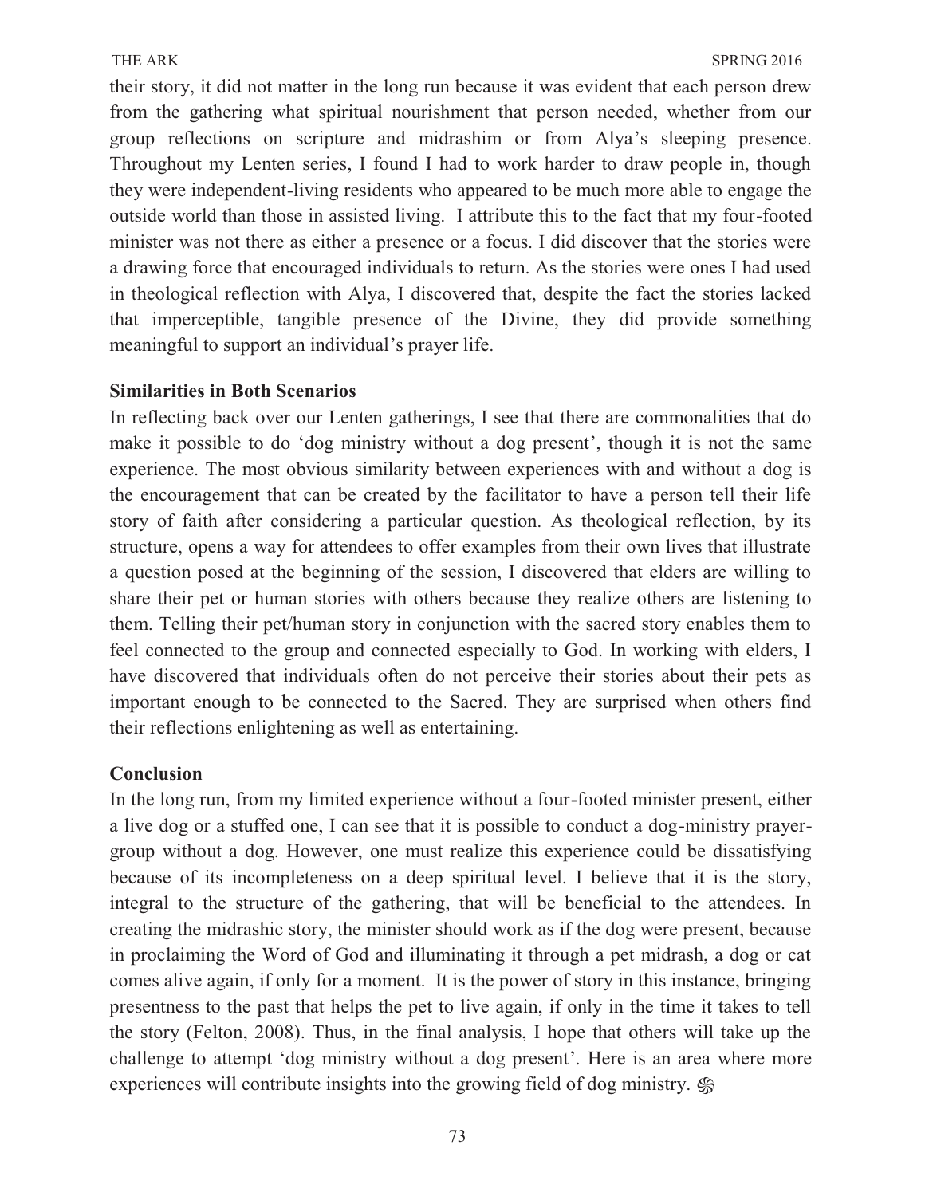their story, it did not matter in the long run because it was evident that each person drew from the gathering what spiritual nourishment that person needed, whether from our group reflections on scripture and midrashim or from Alya's sleeping presence. Throughout my Lenten series, I found I had to work harder to draw people in, though they were independent-living residents who appeared to be much more able to engage the outside world than those in assisted living. I attribute this to the fact that my four-footed minister was not there as either a presence or a focus. I did discover that the stories were a drawing force that encouraged individuals to return. As the stories were ones I had used in theological reflection with Alya, I discovered that, despite the fact the stories lacked that imperceptible, tangible presence of the Divine, they did provide something meaningful to support an individual's prayer life.

**Similarities in Both Scenarios**

In reflecting back over our Lenten gatherings, I see that there are commonalities that do make it possible to do 'dog ministry without a dog present', though it is not the same experience. The most obvious similarity between experiences with and without a dog is the encouragement that can be created by the facilitator to have a person tell their life story of faith after considering a particular question. As theological reflection, by its structure, opens a way for attendees to offer examples from their own lives that illustrate a question posed at the beginning of the session, I discovered that elders are willing to share their pet or human stories with others because they realize others are listening to them. Telling their pet/human story in conjunction with the sacred story enables them to feel connected to the group and connected especially to God. In working with elders, I have discovered that individuals often do not perceive their stories about their pets as important enough to be connected to the Sacred. They are surprised when others find their reflections enlightening as well as entertaining.

**Conclusion**

In the long run, from my limited experience without a four-footed minister present, either a live dog or a stuffed one, I can see that it is possible to conduct a dog-ministry prayer-group without a dog. However, one must realize this experience could be dissatisfying because of its incompleteness on a deep spiritual level. I believe that it is the story, integral to the structure of the gathering, that will be beneficial to the attendees. In creating the midrashic story, the minister should work as if the dog were present, because in proclaiming the Word of God and illuminating it through a pet midrash, a dog or cat comes alive again, if only for a moment. It is the power of story in this instance, bringing presentness to the past that helps the pet to live again, if only in the time it takes to tell the story (Felton, 2008). Thus, in the final analysis, I hope that others will take up the challenge to attempt 'dog ministry without a dog present'. Here is an area where more experiences will contribute insights into the growing field of dog ministry. ֍